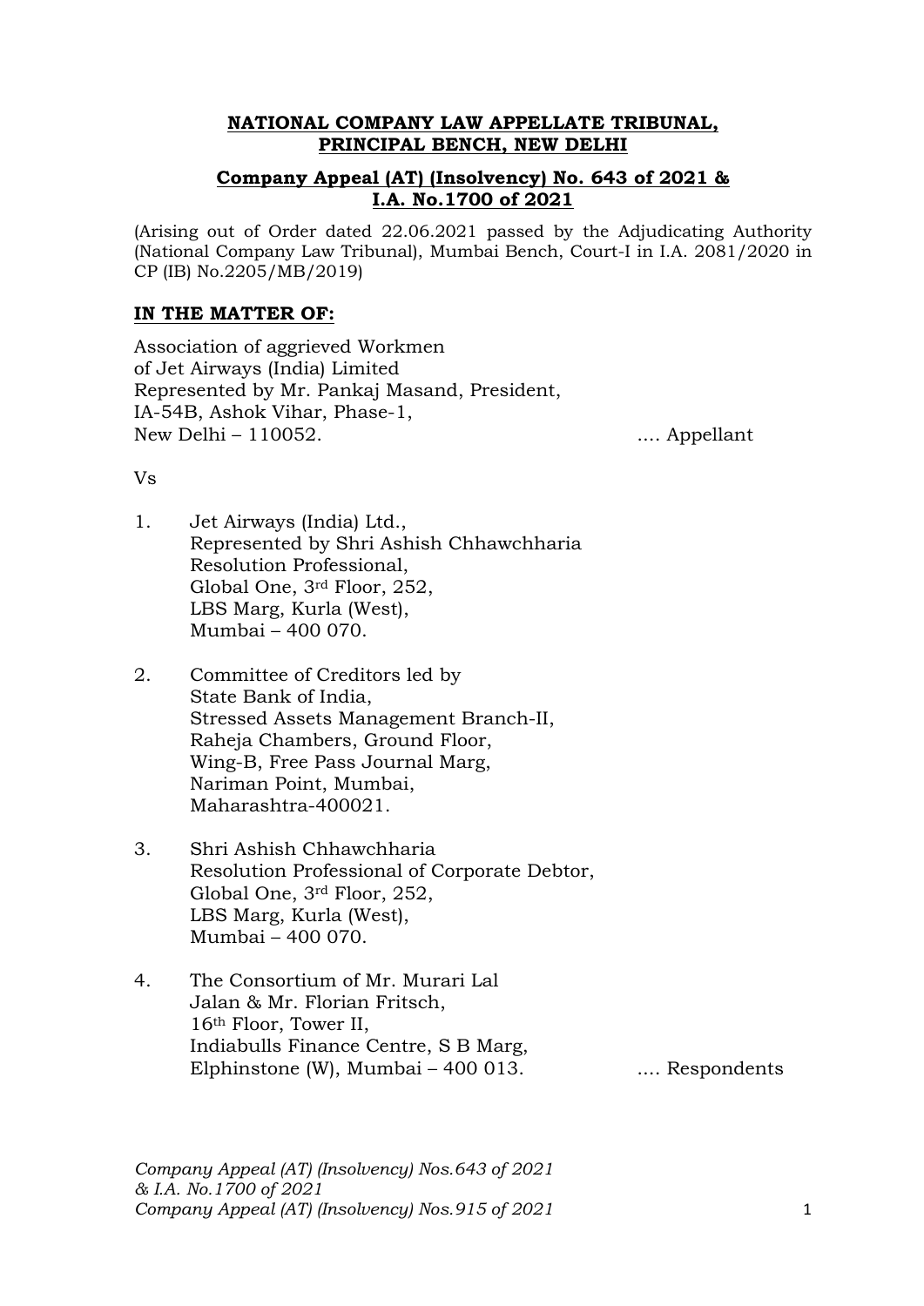**NATIONAL COMPANY LAW APPELLATE TRIBUNAL,**
**PRINCIPAL BENCH, NEW DELHI**

**Company Appeal (AT) (Insolvency) No. 643 of 2021 &**
**I.A. No.1700 of 2021**

(Arising out of Order dated 22.06.2021 passed by the Adjudicating Authority (National Company Law Tribunal), Mumbai Bench, Court-I in I.A. 2081/2020 in CP (IB) No.2205/MB/2019)

**IN THE MATTER OF:**

Association of aggrieved Workmen
of Jet Airways (India) Limited
Represented by Mr. Pankaj Masand, President,
IA-54B, Ashok Vihar, Phase-1,
New Delhi – 110052. .... Appellant

Vs

1. Jet Airways (India) Ltd.,
   Represented by Shri Ashish Chhawchharia
   Resolution Professional,
   Global One, 3rd Floor, 252,
   LBS Marg, Kurla (West),
   Mumbai – 400 070.

2. Committee of Creditors led by
   State Bank of India,
   Stressed Assets Management Branch-II,
   Raheja Chambers, Ground Floor,
   Wing-B, Free Pass Journal Marg,
   Nariman Point, Mumbai,
   Maharashtra-400021.

3. Shri Ashish Chhawchharia
   Resolution Professional of Corporate Debtor,
   Global One, 3rd Floor, 252,
   LBS Marg, Kurla (West),
   Mumbai – 400 070.

4. The Consortium of Mr. Murari Lal
   Jalan & Mr. Florian Fritsch,
   16th Floor, Tower II,
   Indiabulls Finance Centre, S B Marg,
   Elphinstone (W), Mumbai – 400 013. .... Respondents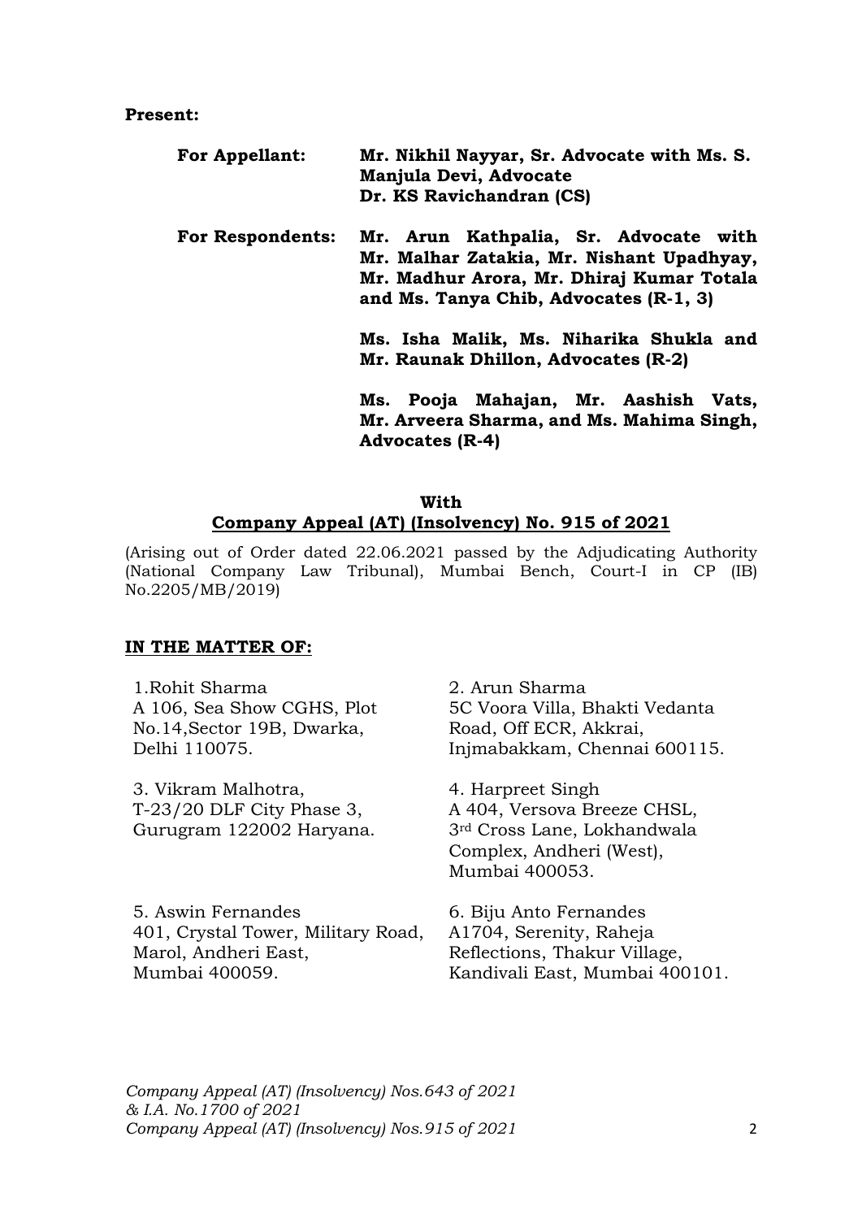**Present:**

| | |
|---|---|
| **For Appellant:** | **Mr. Nikhil Nayyar, Sr. Advocate with Ms. S. Manjula Devi, Advocate** **Dr. KS Ravichandran (CS)** |
| **For Respondents:** | **Mr. Arun Kathpalia, Sr. Advocate with Mr. Malhar Zatakia, Mr. Nishant Upadhyay, Mr. Madhur Arora, Mr. Dhiraj Kumar Totala and Ms. Tanya Chib, Advocates (R-1, 3)** |
| | **Ms. Isha Malik, Ms. Niharika Shukla and Mr. Raunak Dhillon, Advocates (R-2)** |
| | **Ms. Pooja Mahajan, Mr. Aashish Vats, Mr. Arveera Sharma, and Ms. Mahima Singh, Advocates (R-4)** |

**With**

**<u>Company Appeal (AT) (Insolvency) No. 915 of 2021</u>**

(Arising out of Order dated 22.06.2021 passed by the Adjudicating Authority (National Company Law Tribunal), Mumbai Bench, Court-I in CP (IB) No.2205/MB/2019)

**<u>IN THE MATTER OF:</u>**

1.Rohit Sharma
A 106, Sea Show CGHS, Plot No.14,Sector 19B, Dwarka, Delhi 110075.

2. Arun Sharma
5C Voora Villa, Bhakti Vedanta Road, Off ECR, Akkrai, Injmabakkam, Chennai 600115.

3. Vikram Malhotra,
T-23/20 DLF City Phase 3, Gurugram 122002 Haryana.

4. Harpreet Singh
A 404, Versova Breeze CHSL, 3rd Cross Lane, Lokhandwala Complex, Andheri (West), Mumbai 400053.

5. Aswin Fernandes
401, Crystal Tower, Military Road, Marol, Andheri East, Mumbai 400059.

6. Biju Anto Fernandes
A1704, Serenity, Raheja Reflections, Thakur Village, Kandivali East, Mumbai 400101.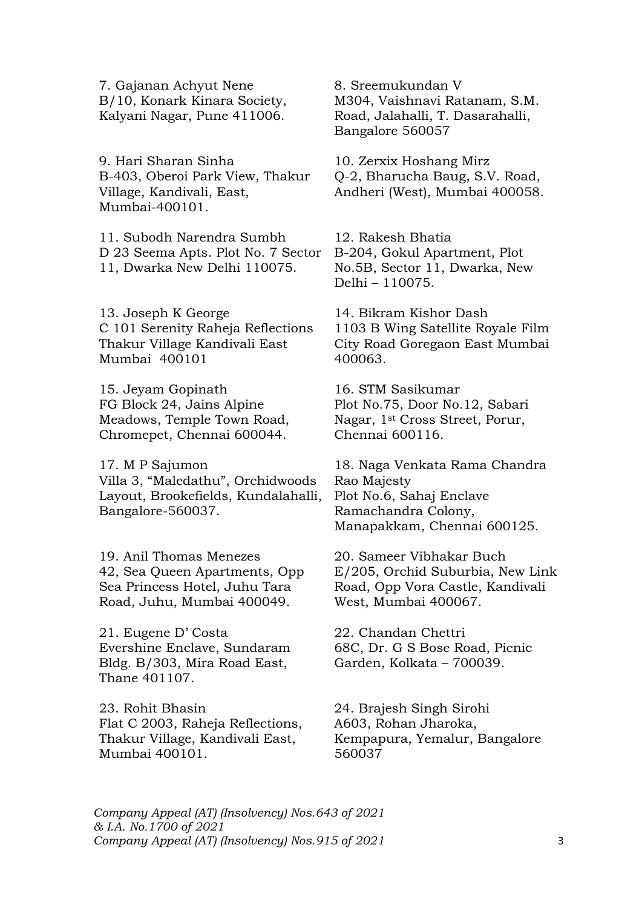7. Gajanan Achyut Nene
B/10, Konark Kinara Society,
Kalyani Nagar, Pune 411006.

8. Sreemukundan V
M304, Vaishnavi Ratanam, S.M.
Road, Jalahalli, T. Dasarahalli,
Bangalore 560057

9. Hari Sharan Sinha
B-403, Oberoi Park View, Thakur
Village, Kandivali, East,
Mumbai-400101.

10. Zerxix Hoshang Mirz
Q-2, Bharucha Baug, S.V. Road,
Andheri (West), Mumbai 400058.

11. Subodh Narendra Sumbh
D 23 Seema Apts. Plot No. 7 Sector
11, Dwarka New Delhi 110075.

12. Rakesh Bhatia
B-204, Gokul Apartment, Plot
No.5B, Sector 11, Dwarka, New
Delhi – 110075.

13. Joseph K George
C 101 Serenity Raheja Reflections
Thakur Village Kandivali East
Mumbai 400101

14. Bikram Kishor Dash
1103 B Wing Satellite Royale Film
City Road Goregaon East Mumbai
400063.

15. Jeyam Gopinath
FG Block 24, Jains Alpine
Meadows, Temple Town Road,
Chromepet, Chennai 600044.

16. STM Sasikumar
Plot No.75, Door No.12, Sabari
Nagar, 1st Cross Street, Porur,
Chennai 600116.

17. M P Sajumon
Villa 3, "Maledathu", Orchidwoods
Layout, Brookefields, Kundalahalli,
Bangalore-560037.

18. Naga Venkata Rama Chandra
Rao Majesty
Plot No.6, Sahaj Enclave
Ramachandra Colony,
Manapakkam, Chennai 600125.

19. Anil Thomas Menezes
42, Sea Queen Apartments, Opp
Sea Princess Hotel, Juhu Tara
Road, Juhu, Mumbai 400049.

20. Sameer Vibhakar Buch
E/205, Orchid Suburbia, New Link
Road, Opp Vora Castle, Kandivali
West, Mumbai 400067.

21. Eugene D' Costa
Evershine Enclave, Sundaram
Bldg. B/303, Mira Road East,
Thane 401107.

22. Chandan Chettri
68C, Dr. G S Bose Road, Picnic
Garden, Kolkata – 700039.

23. Rohit Bhasin
Flat C 2003, Raheja Reflections,
Thakur Village, Kandivali East,
Mumbai 400101.

24. Brajesh Singh Sirohi
A603, Rohan Jharoka,
Kempapura, Yemalur, Bangalore
560037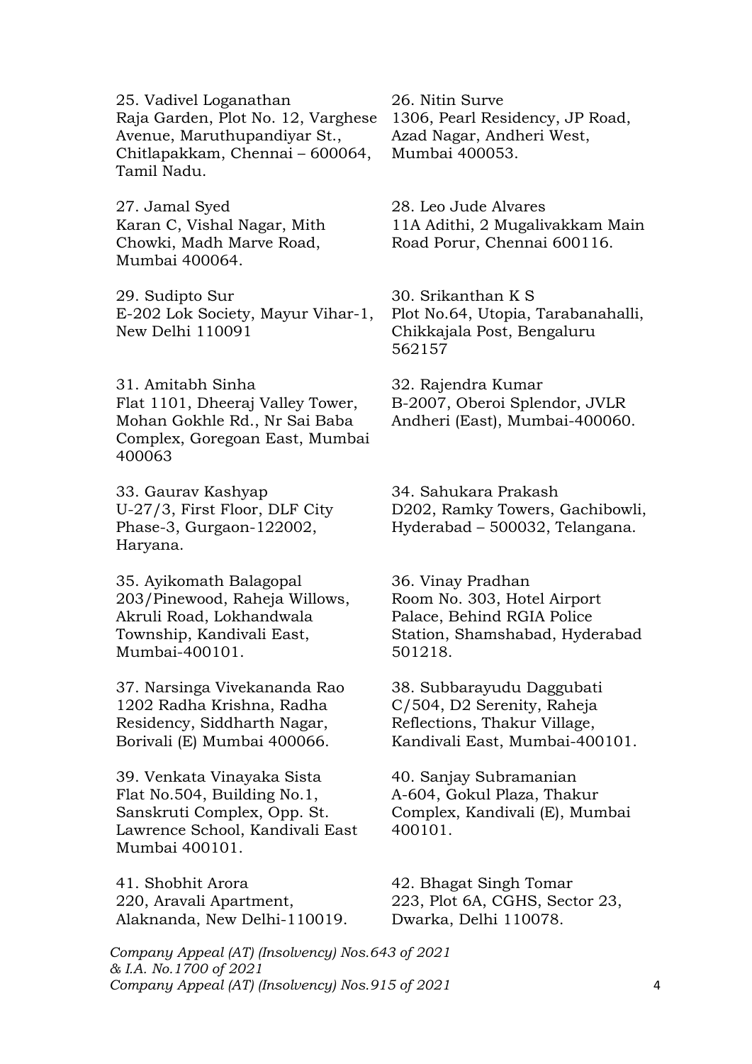25. Vadivel Loganathan
Raja Garden, Plot No. 12, Varghese Avenue, Maruthupandiyar St., Chitlapakkam, Chennai – 600064, Tamil Nadu.

26. Nitin Surve
1306, Pearl Residency, JP Road, Azad Nagar, Andheri West, Mumbai 400053.

27. Jamal Syed
Karan C, Vishal Nagar, Mith Chowki, Madh Marve Road, Mumbai 400064.

28. Leo Jude Alvares
11A Adithi, 2 Mugalivakkam Main Road Porur, Chennai 600116.

29. Sudipto Sur
E-202 Lok Society, Mayur Vihar-1, New Delhi 110091

30. Srikanthan K S
Plot No.64, Utopia, Tarabanahalli, Chikkajala Post, Bengaluru 562157

31. Amitabh Sinha
Flat 1101, Dheeraj Valley Tower, Mohan Gokhle Rd., Nr Sai Baba Complex, Goregoan East, Mumbai 400063

32. Rajendra Kumar
B-2007, Oberoi Splendor, JVLR Andheri (East), Mumbai-400060.

33. Gaurav Kashyap
U-27/3, First Floor, DLF City Phase-3, Gurgaon-122002, Haryana.

34. Sahukara Prakash
D202, Ramky Towers, Gachibowli, Hyderabad – 500032, Telangana.

35. Ayikomath Balagopal
203/Pinewood, Raheja Willows, Akruli Road, Lokhandwala Township, Kandivali East, Mumbai-400101.

36. Vinay Pradhan
Room No. 303, Hotel Airport Palace, Behind RGIA Police Station, Shamshabad, Hyderabad 501218.

37. Narsinga Vivekananda Rao
1202 Radha Krishna, Radha Residency, Siddharth Nagar, Borivali (E) Mumbai 400066.

38. Subbarayudu Daggubati
C/504, D2 Serenity, Raheja Reflections, Thakur Village, Kandivali East, Mumbai-400101.

39. Venkata Vinayaka Sista
Flat No.504, Building No.1, Sanskruti Complex, Opp. St. Lawrence School, Kandivali East Mumbai 400101.

40. Sanjay Subramanian
A-604, Gokul Plaza, Thakur Complex, Kandivali (E), Mumbai 400101.

41. Shobhit Arora
220, Aravali Apartment, Alaknanda, New Delhi-110019.

42. Bhagat Singh Tomar
223, Plot 6A, CGHS, Sector 23, Dwarka, Delhi 110078.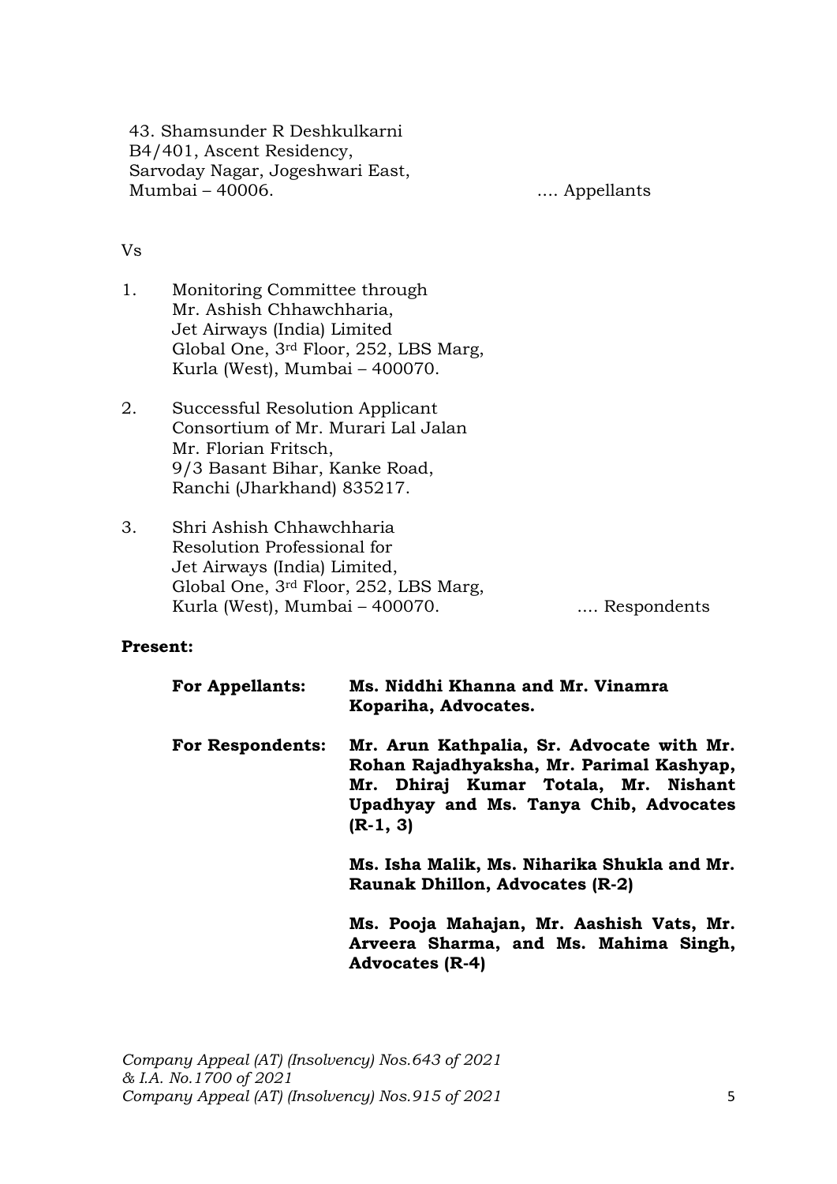43. Shamsunder R Deshkulkarni
B4/401, Ascent Residency,
Sarvoday Nagar, Jogeshwari East,
Mumbai – 40006. .... Appellants

Vs

1. Monitoring Committee through
   Mr. Ashish Chhawchharia,
   Jet Airways (India) Limited
   Global One, 3rd Floor, 252, LBS Marg,
   Kurla (West), Mumbai – 400070.

2. Successful Resolution Applicant
   Consortium of Mr. Murari Lal Jalan
   Mr. Florian Fritsch,
   9/3 Basant Bihar, Kanke Road,
   Ranchi (Jharkhand) 835217.

3. Shri Ashish Chhawchharia
   Resolution Professional for
   Jet Airways (India) Limited,
   Global One, 3rd Floor, 252, LBS Marg,
   Kurla (West), Mumbai – 400070. .... Respondents

**Present:**

| | |
|---|---|
| **For Appellants:** | **Ms. Niddhi Khanna and Mr. Vinamra Kopariha, Advocates.** |
| **For Respondents:** | **Mr. Arun Kathpalia, Sr. Advocate with Mr. Rohan Rajadhyaksha, Mr. Parimal Kashyap, Mr. Dhiraj Kumar Totala, Mr. Nishant Upadhyay and Ms. Tanya Chib, Advocates (R-1, 3)** |
| | **Ms. Isha Malik, Ms. Niharika Shukla and Mr. Raunak Dhillon, Advocates (R-2)** |
| | **Ms. Pooja Mahajan, Mr. Aashish Vats, Mr. Arveera Sharma, and Ms. Mahima Singh, Advocates (R-4)** |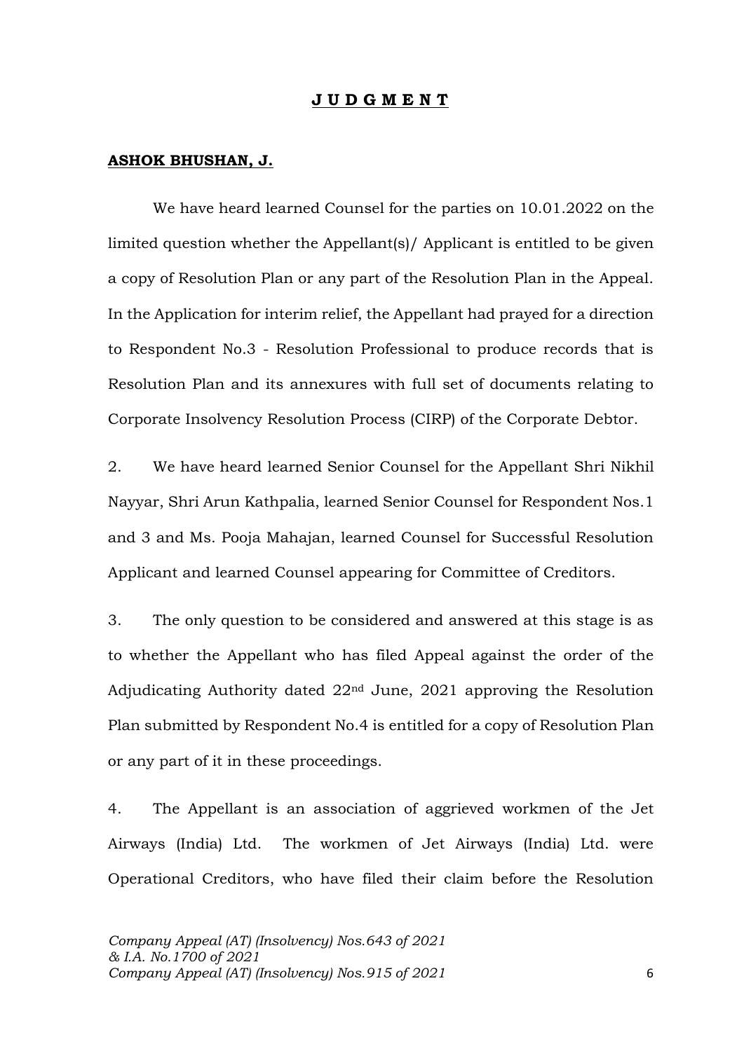# **J U D G M E N T**

**ASHOK BHUSHAN, J.**

We have heard learned Counsel for the parties on 10.01.2022 on the limited question whether the Appellant(s)/ Applicant is entitled to be given a copy of Resolution Plan or any part of the Resolution Plan in the Appeal. In the Application for interim relief, the Appellant had prayed for a direction to Respondent No.3 - Resolution Professional to produce records that is Resolution Plan and its annexures with full set of documents relating to Corporate Insolvency Resolution Process (CIRP) of the Corporate Debtor.

2. We have heard learned Senior Counsel for the Appellant Shri Nikhil Nayyar, Shri Arun Kathpalia, learned Senior Counsel for Respondent Nos.1 and 3 and Ms. Pooja Mahajan, learned Counsel for Successful Resolution Applicant and learned Counsel appearing for Committee of Creditors.

3. The only question to be considered and answered at this stage is as to whether the Appellant who has filed Appeal against the order of the Adjudicating Authority dated 22nd June, 2021 approving the Resolution Plan submitted by Respondent No.4 is entitled for a copy of Resolution Plan or any part of it in these proceedings.

4. The Appellant is an association of aggrieved workmen of the Jet Airways (India) Ltd. The workmen of Jet Airways (India) Ltd. were Operational Creditors, who have filed their claim before the Resolution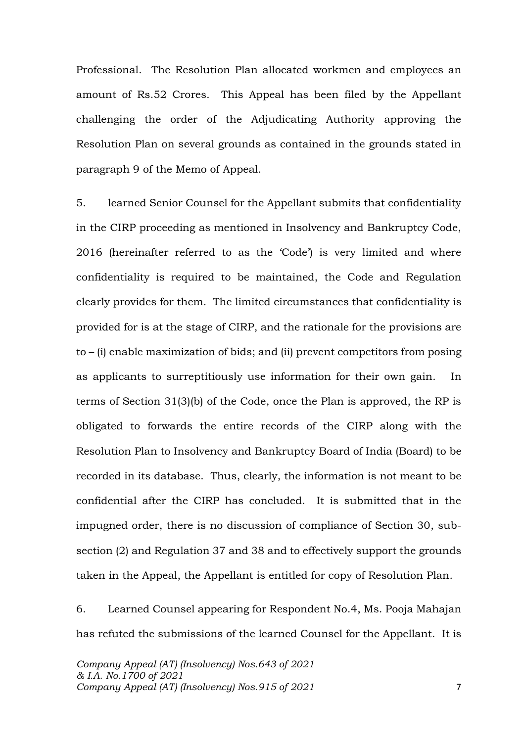Professional. The Resolution Plan allocated workmen and employees an amount of Rs.52 Crores. This Appeal has been filed by the Appellant challenging the order of the Adjudicating Authority approving the Resolution Plan on several grounds as contained in the grounds stated in paragraph 9 of the Memo of Appeal.

5. learned Senior Counsel for the Appellant submits that confidentiality in the CIRP proceeding as mentioned in Insolvency and Bankruptcy Code, 2016 (hereinafter referred to as the 'Code') is very limited and where confidentiality is required to be maintained, the Code and Regulation clearly provides for them. The limited circumstances that confidentiality is provided for is at the stage of CIRP, and the rationale for the provisions are to – (i) enable maximization of bids; and (ii) prevent competitors from posing as applicants to surreptitiously use information for their own gain. In terms of Section 31(3)(b) of the Code, once the Plan is approved, the RP is obligated to forwards the entire records of the CIRP along with the Resolution Plan to Insolvency and Bankruptcy Board of India (Board) to be recorded in its database. Thus, clearly, the information is not meant to be confidential after the CIRP has concluded. It is submitted that in the impugned order, there is no discussion of compliance of Section 30, sub-section (2) and Regulation 37 and 38 and to effectively support the grounds taken in the Appeal, the Appellant is entitled for copy of Resolution Plan.

6. Learned Counsel appearing for Respondent No.4, Ms. Pooja Mahajan has refuted the submissions of the learned Counsel for the Appellant. It is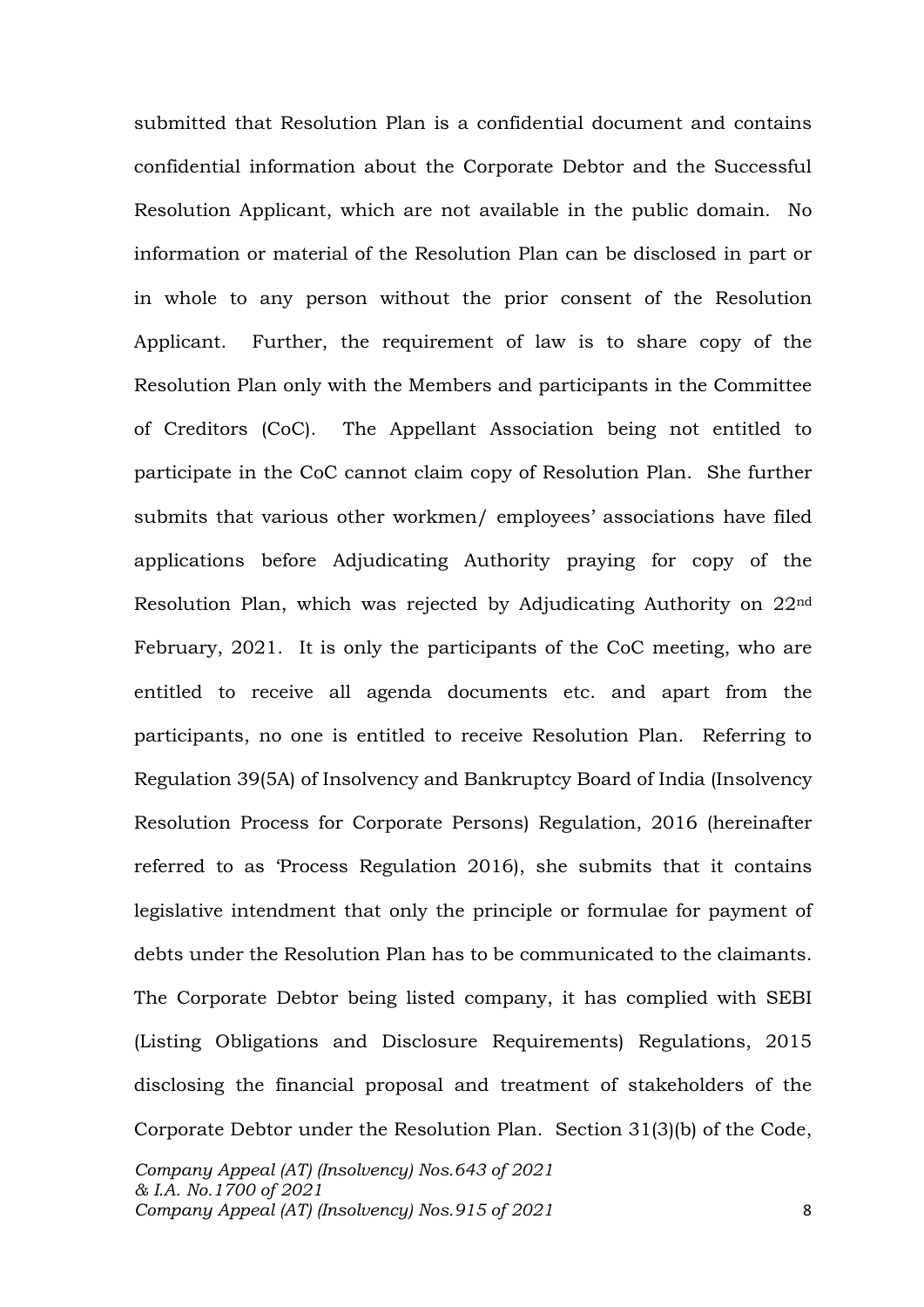submitted that Resolution Plan is a confidential document and contains confidential information about the Corporate Debtor and the Successful Resolution Applicant, which are not available in the public domain. No information or material of the Resolution Plan can be disclosed in part or in whole to any person without the prior consent of the Resolution Applicant. Further, the requirement of law is to share copy of the Resolution Plan only with the Members and participants in the Committee of Creditors (CoC). The Appellant Association being not entitled to participate in the CoC cannot claim copy of Resolution Plan. She further submits that various other workmen/ employees' associations have filed applications before Adjudicating Authority praying for copy of the Resolution Plan, which was rejected by Adjudicating Authority on 22nd February, 2021. It is only the participants of the CoC meeting, who are entitled to receive all agenda documents etc. and apart from the participants, no one is entitled to receive Resolution Plan. Referring to Regulation 39(5A) of Insolvency and Bankruptcy Board of India (Insolvency Resolution Process for Corporate Persons) Regulation, 2016 (hereinafter referred to as 'Process Regulation 2016), she submits that it contains legislative intendment that only the principle or formulae for payment of debts under the Resolution Plan has to be communicated to the claimants. The Corporate Debtor being listed company, it has complied with SEBI (Listing Obligations and Disclosure Requirements) Regulations, 2015 disclosing the financial proposal and treatment of stakeholders of the Corporate Debtor under the Resolution Plan. Section 31(3)(b) of the Code,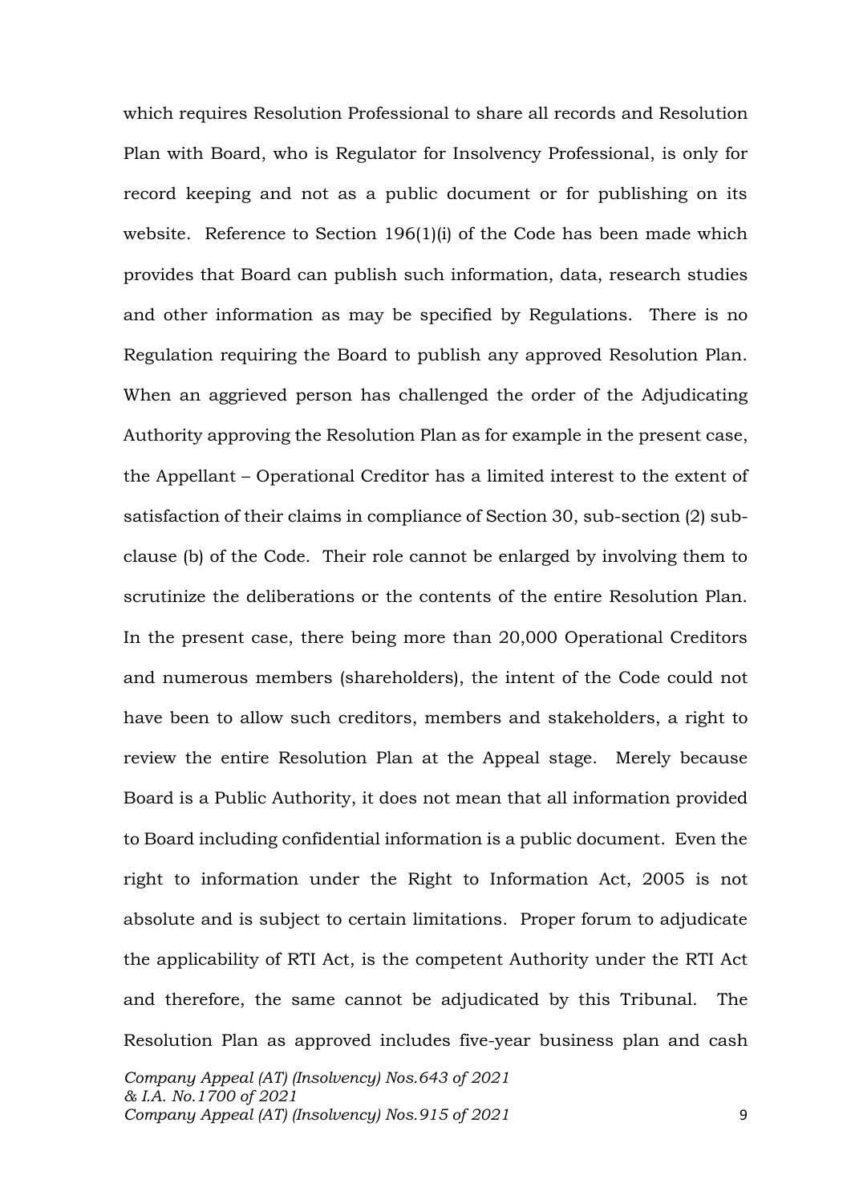which requires Resolution Professional to share all records and Resolution Plan with Board, who is Regulator for Insolvency Professional, is only for record keeping and not as a public document or for publishing on its website. Reference to Section 196(1)(i) of the Code has been made which provides that Board can publish such information, data, research studies and other information as may be specified by Regulations. There is no Regulation requiring the Board to publish any approved Resolution Plan. When an aggrieved person has challenged the order of the Adjudicating Authority approving the Resolution Plan as for example in the present case, the Appellant – Operational Creditor has a limited interest to the extent of satisfaction of their claims in compliance of Section 30, sub-section (2) sub-clause (b) of the Code. Their role cannot be enlarged by involving them to scrutinize the deliberations or the contents of the entire Resolution Plan. In the present case, there being more than 20,000 Operational Creditors and numerous members (shareholders), the intent of the Code could not have been to allow such creditors, members and stakeholders, a right to review the entire Resolution Plan at the Appeal stage. Merely because Board is a Public Authority, it does not mean that all information provided to Board including confidential information is a public document. Even the right to information under the Right to Information Act, 2005 is not absolute and is subject to certain limitations. Proper forum to adjudicate the applicability of RTI Act, is the competent Authority under the RTI Act and therefore, the same cannot be adjudicated by this Tribunal. The Resolution Plan as approved includes five-year business plan and cash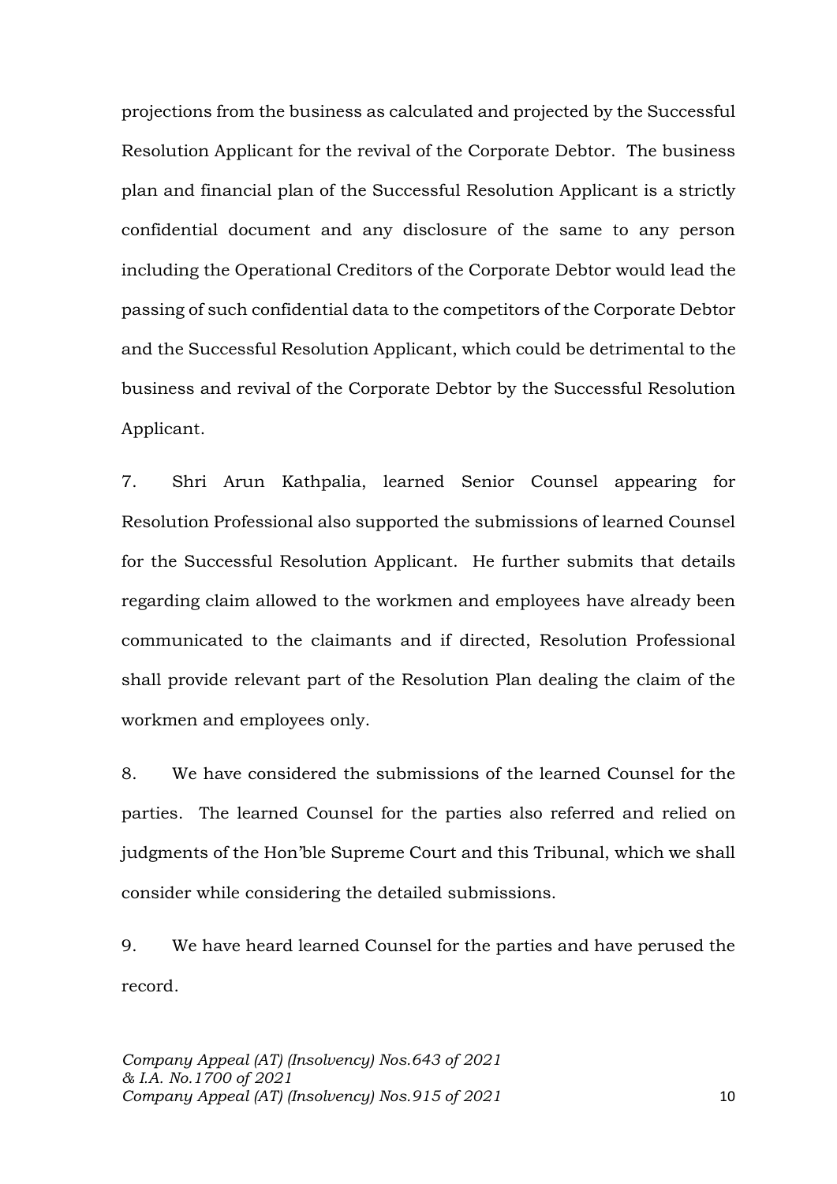projections from the business as calculated and projected by the Successful Resolution Applicant for the revival of the Corporate Debtor. The business plan and financial plan of the Successful Resolution Applicant is a strictly confidential document and any disclosure of the same to any person including the Operational Creditors of the Corporate Debtor would lead the passing of such confidential data to the competitors of the Corporate Debtor and the Successful Resolution Applicant, which could be detrimental to the business and revival of the Corporate Debtor by the Successful Resolution Applicant.

7. Shri Arun Kathpalia, learned Senior Counsel appearing for Resolution Professional also supported the submissions of learned Counsel for the Successful Resolution Applicant. He further submits that details regarding claim allowed to the workmen and employees have already been communicated to the claimants and if directed, Resolution Professional shall provide relevant part of the Resolution Plan dealing the claim of the workmen and employees only.

8. We have considered the submissions of the learned Counsel for the parties. The learned Counsel for the parties also referred and relied on judgments of the Hon'ble Supreme Court and this Tribunal, which we shall consider while considering the detailed submissions.

9. We have heard learned Counsel for the parties and have perused the record.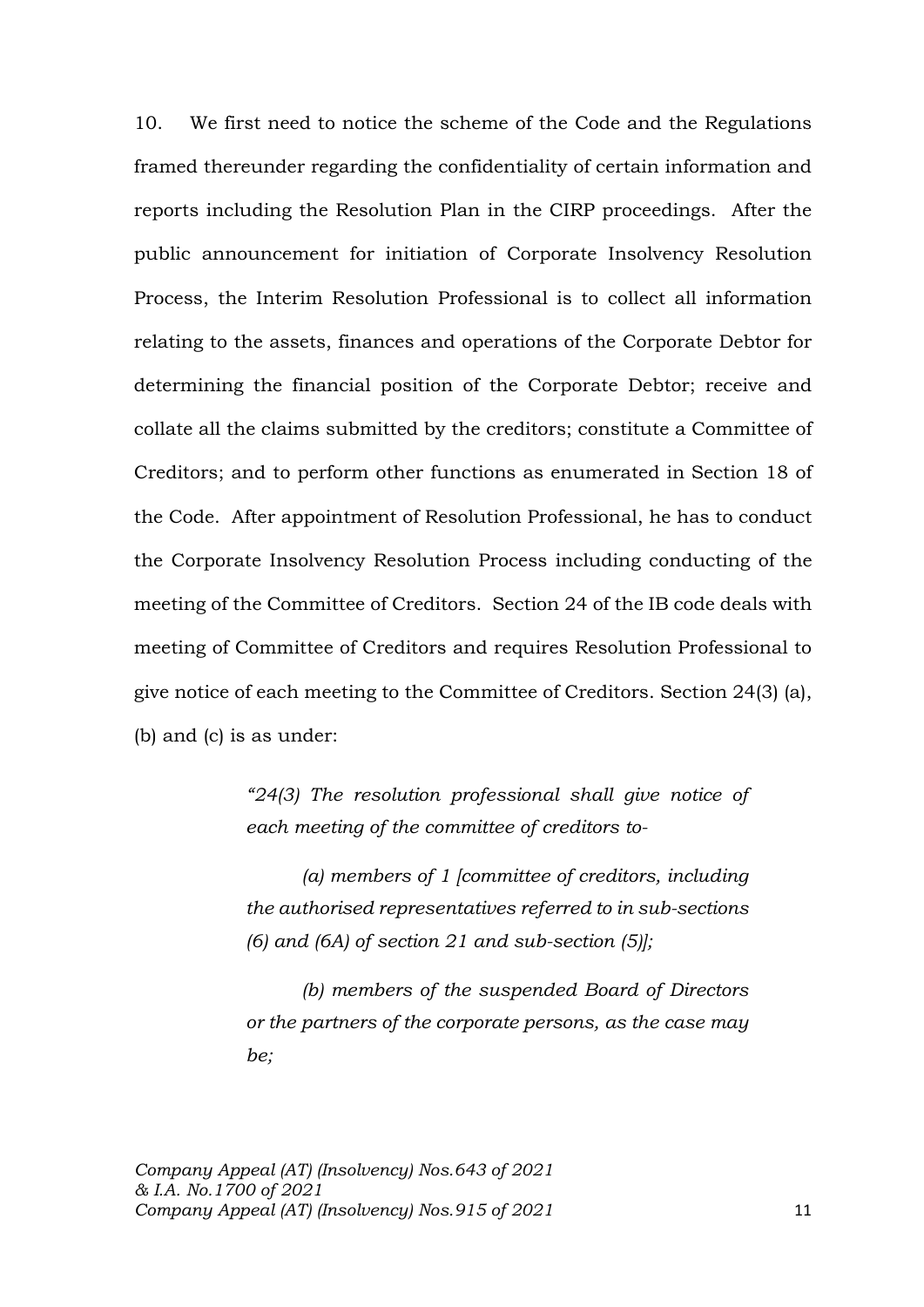10. We first need to notice the scheme of the Code and the Regulations framed thereunder regarding the confidentiality of certain information and reports including the Resolution Plan in the CIRP proceedings. After the public announcement for initiation of Corporate Insolvency Resolution Process, the Interim Resolution Professional is to collect all information relating to the assets, finances and operations of the Corporate Debtor for determining the financial position of the Corporate Debtor; receive and collate all the claims submitted by the creditors; constitute a Committee of Creditors; and to perform other functions as enumerated in Section 18 of the Code. After appointment of Resolution Professional, he has to conduct the Corporate Insolvency Resolution Process including conducting of the meeting of the Committee of Creditors. Section 24 of the IB code deals with meeting of Committee of Creditors and requires Resolution Professional to give notice of each meeting to the Committee of Creditors. Section 24(3) (a), (b) and (c) is as under:

> *"24(3) The resolution professional shall give notice of each meeting of the committee of creditors to-*
>
> *(a) members of 1 [committee of creditors, including the authorised representatives referred to in sub-sections (6) and (6A) of section 21 and sub-section (5)];*
>
> *(b) members of the suspended Board of Directors or the partners of the corporate persons, as the case may be;*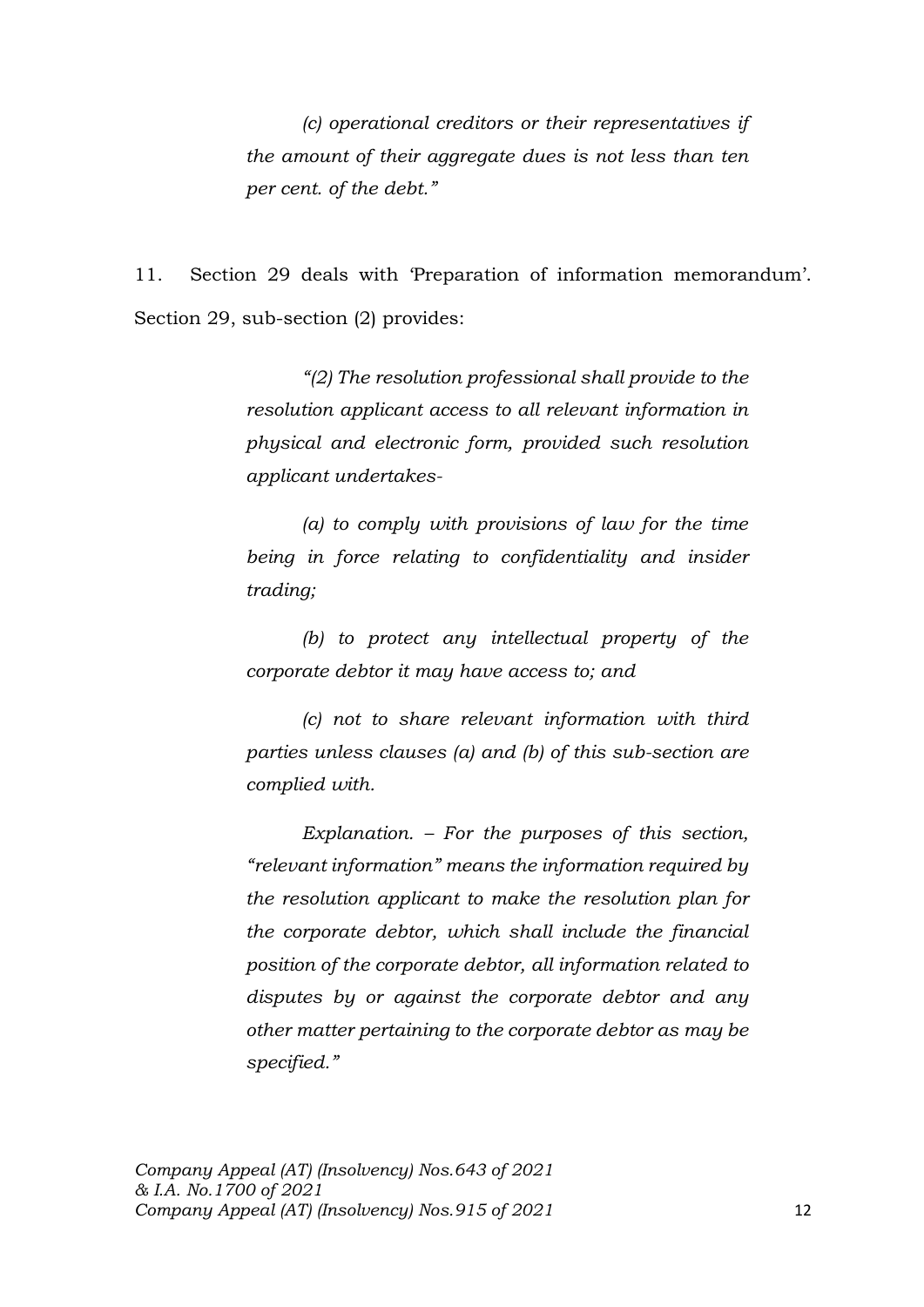> *(c) operational creditors or their representatives if the amount of their aggregate dues is not less than ten per cent. of the debt."*

11. Section 29 deals with 'Preparation of information memorandum'. Section 29, sub-section (2) provides:

> *"(2) The resolution professional shall provide to the resolution applicant access to all relevant information in physical and electronic form, provided such resolution applicant undertakes-*
>
> *(a) to comply with provisions of law for the time being in force relating to confidentiality and insider trading;*
>
> *(b) to protect any intellectual property of the corporate debtor it may have access to; and*
>
> *(c) not to share relevant information with third parties unless clauses (a) and (b) of this sub-section are complied with.*
>
> *Explanation. – For the purposes of this section, "relevant information" means the information required by the resolution applicant to make the resolution plan for the corporate debtor, which shall include the financial position of the corporate debtor, all information related to disputes by or against the corporate debtor and any other matter pertaining to the corporate debtor as may be specified."*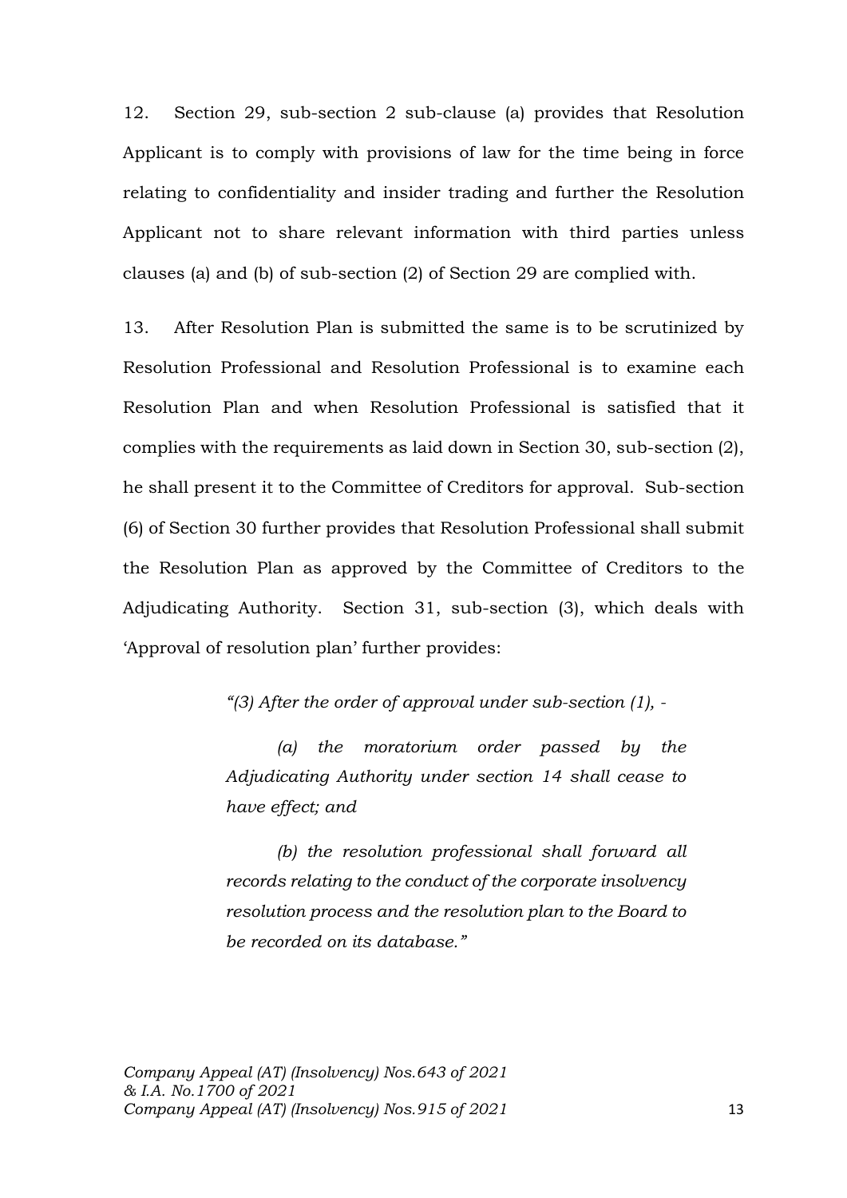12. Section 29, sub-section 2 sub-clause (a) provides that Resolution Applicant is to comply with provisions of law for the time being in force relating to confidentiality and insider trading and further the Resolution Applicant not to share relevant information with third parties unless clauses (a) and (b) of sub-section (2) of Section 29 are complied with.

13. After Resolution Plan is submitted the same is to be scrutinized by Resolution Professional and Resolution Professional is to examine each Resolution Plan and when Resolution Professional is satisfied that it complies with the requirements as laid down in Section 30, sub-section (2), he shall present it to the Committee of Creditors for approval. Sub-section (6) of Section 30 further provides that Resolution Professional shall submit the Resolution Plan as approved by the Committee of Creditors to the Adjudicating Authority. Section 31, sub-section (3), which deals with 'Approval of resolution plan' further provides:

> *"(3) After the order of approval under sub-section (1), -*
>
> *(a) the moratorium order passed by the Adjudicating Authority under section 14 shall cease to have effect; and*
>
> *(b) the resolution professional shall forward all records relating to the conduct of the corporate insolvency resolution process and the resolution plan to the Board to be recorded on its database."*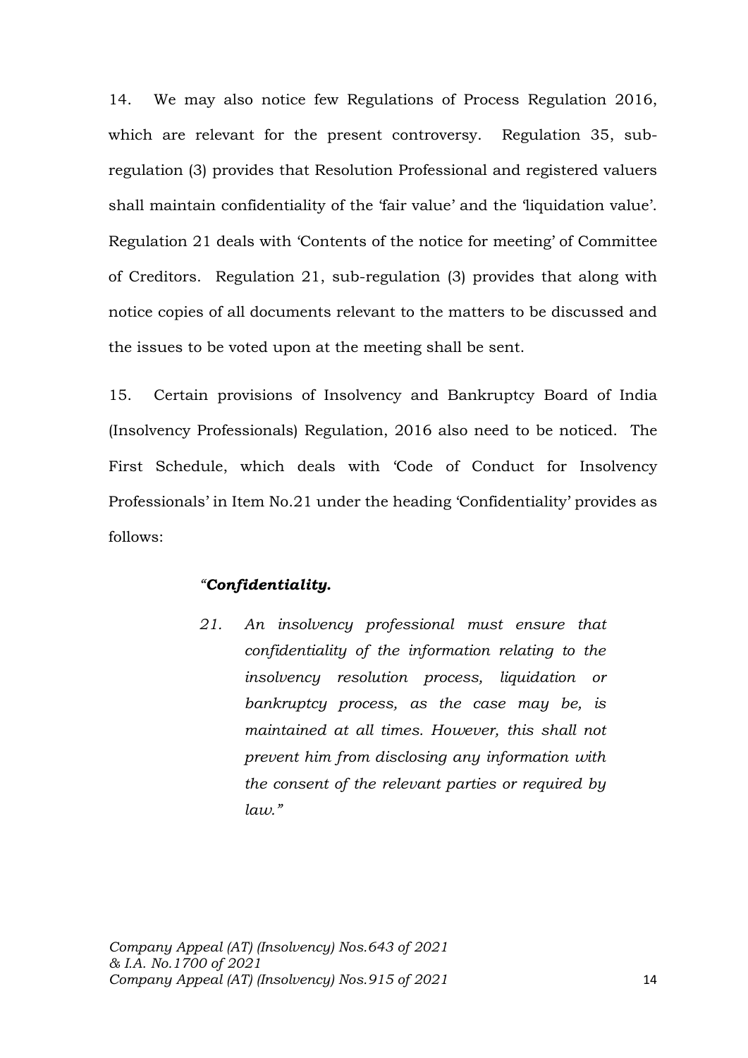14. We may also notice few Regulations of Process Regulation 2016, which are relevant for the present controversy. Regulation 35, sub-regulation (3) provides that Resolution Professional and registered valuers shall maintain confidentiality of the 'fair value' and the 'liquidation value'. Regulation 21 deals with 'Contents of the notice for meeting' of Committee of Creditors. Regulation 21, sub-regulation (3) provides that along with notice copies of all documents relevant to the matters to be discussed and the issues to be voted upon at the meeting shall be sent.

15. Certain provisions of Insolvency and Bankruptcy Board of India (Insolvency Professionals) Regulation, 2016 also need to be noticed. The First Schedule, which deals with 'Code of Conduct for Insolvency Professionals' in Item No.21 under the heading 'Confidentiality' provides as follows:

> *"**Confidentiality.***
>
> *21. An insolvency professional must ensure that confidentiality of the information relating to the insolvency resolution process, liquidation or bankruptcy process, as the case may be, is maintained at all times. However, this shall not prevent him from disclosing any information with the consent of the relevant parties or required by law."*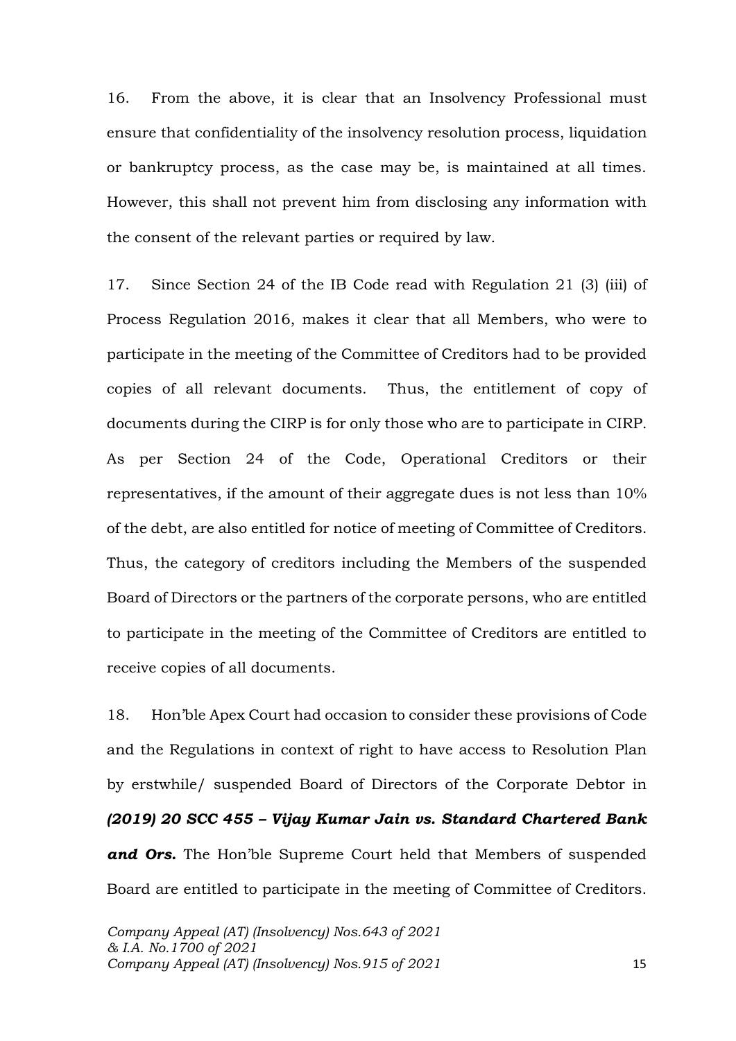16. From the above, it is clear that an Insolvency Professional must ensure that confidentiality of the insolvency resolution process, liquidation or bankruptcy process, as the case may be, is maintained at all times. However, this shall not prevent him from disclosing any information with the consent of the relevant parties or required by law.

17. Since Section 24 of the IB Code read with Regulation 21 (3) (iii) of Process Regulation 2016, makes it clear that all Members, who were to participate in the meeting of the Committee of Creditors had to be provided copies of all relevant documents. Thus, the entitlement of copy of documents during the CIRP is for only those who are to participate in CIRP. As per Section 24 of the Code, Operational Creditors or their representatives, if the amount of their aggregate dues is not less than 10% of the debt, are also entitled for notice of meeting of Committee of Creditors. Thus, the category of creditors including the Members of the suspended Board of Directors or the partners of the corporate persons, who are entitled to participate in the meeting of the Committee of Creditors are entitled to receive copies of all documents.

18. Hon'ble Apex Court had occasion to consider these provisions of Code and the Regulations in context of right to have access to Resolution Plan by erstwhile/ suspended Board of Directors of the Corporate Debtor in ***(2019) 20 SCC 455 – Vijay Kumar Jain vs. Standard Chartered Bank and Ors.*** The Hon'ble Supreme Court held that Members of suspended Board are entitled to participate in the meeting of Committee of Creditors.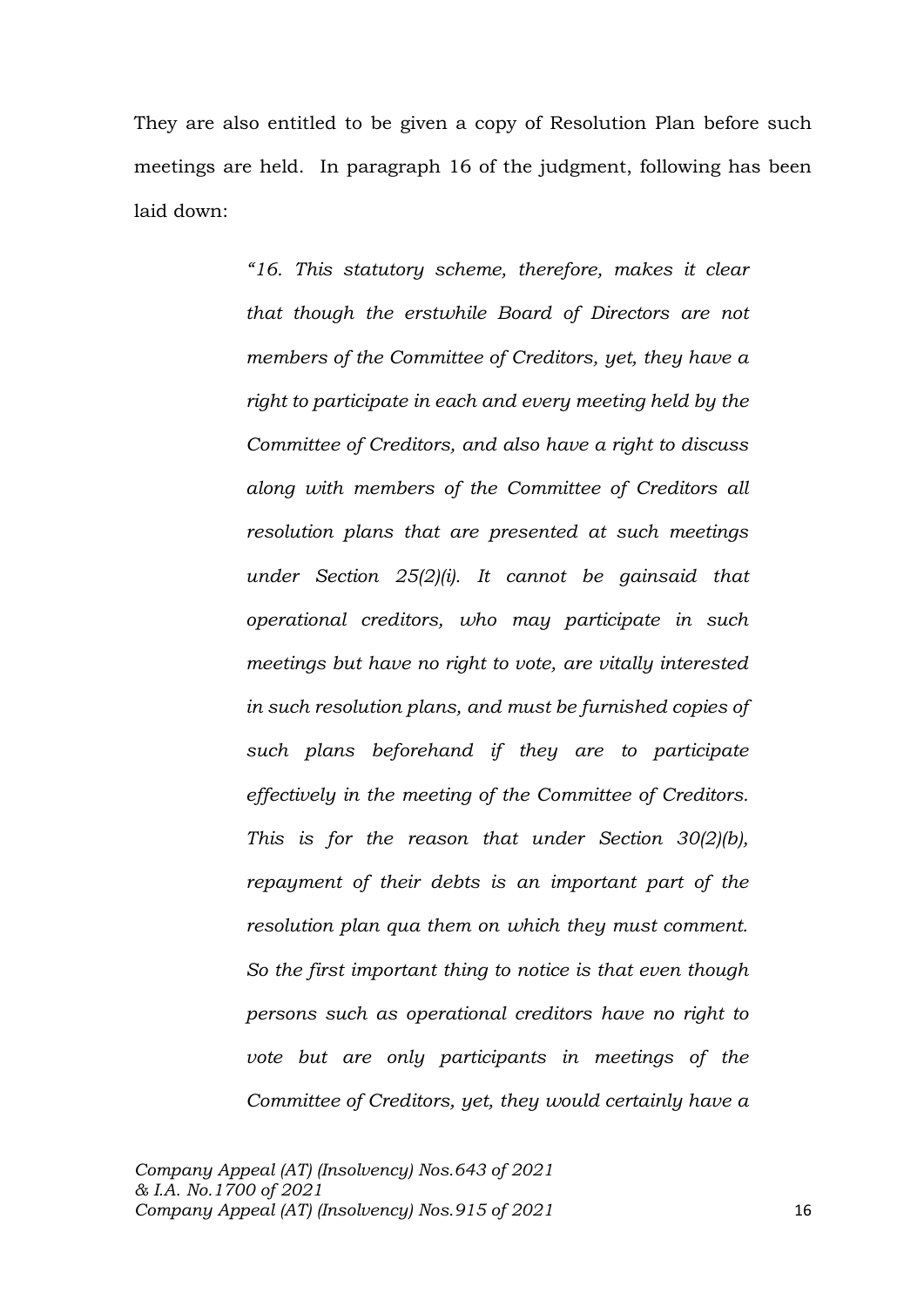They are also entitled to be given a copy of Resolution Plan before such meetings are held. In paragraph 16 of the judgment, following has been laid down:

> *"16. This statutory scheme, therefore, makes it clear that though the erstwhile Board of Directors are not members of the Committee of Creditors, yet, they have a right to participate in each and every meeting held by the Committee of Creditors, and also have a right to discuss along with members of the Committee of Creditors all resolution plans that are presented at such meetings under Section 25(2)(i). It cannot be gainsaid that operational creditors, who may participate in such meetings but have no right to vote, are vitally interested in such resolution plans, and must be furnished copies of such plans beforehand if they are to participate effectively in the meeting of the Committee of Creditors. This is for the reason that under Section 30(2)(b), repayment of their debts is an important part of the resolution plan qua them on which they must comment. So the first important thing to notice is that even though persons such as operational creditors have no right to vote but are only participants in meetings of the Committee of Creditors, yet, they would certainly have a*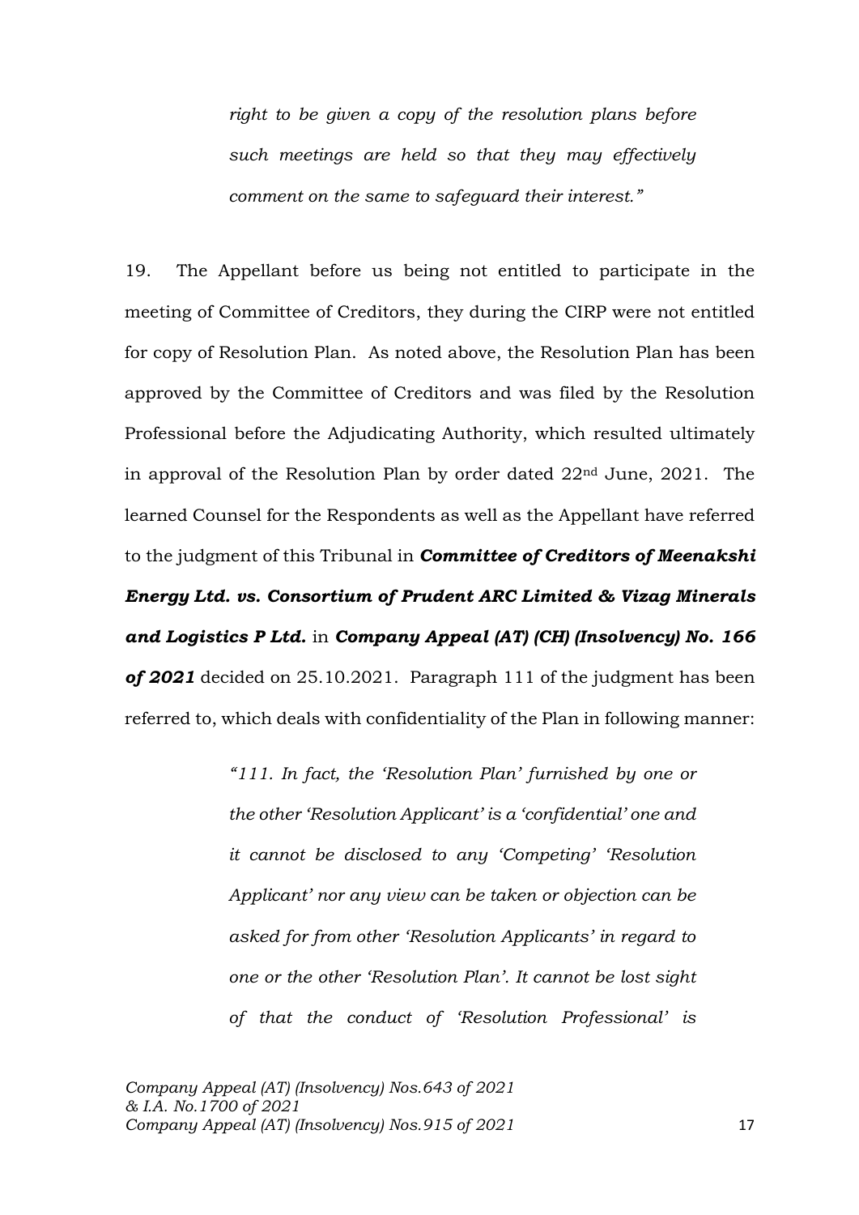*right to be given a copy of the resolution plans before such meetings are held so that they may effectively comment on the same to safeguard their interest."*

19. The Appellant before us being not entitled to participate in the meeting of Committee of Creditors, they during the CIRP were not entitled for copy of Resolution Plan. As noted above, the Resolution Plan has been approved by the Committee of Creditors and was filed by the Resolution Professional before the Adjudicating Authority, which resulted ultimately in approval of the Resolution Plan by order dated 22nd June, 2021. The learned Counsel for the Respondents as well as the Appellant have referred to the judgment of this Tribunal in ***Committee of Creditors of Meenakshi Energy Ltd. vs. Consortium of Prudent ARC Limited & Vizag Minerals and Logistics P Ltd.*** in ***Company Appeal (AT) (CH) (Insolvency) No. 166 of 2021*** decided on 25.10.2021. Paragraph 111 of the judgment has been referred to, which deals with confidentiality of the Plan in following manner:

> *"111. In fact, the 'Resolution Plan' furnished by one or the other 'Resolution Applicant' is a 'confidential' one and it cannot be disclosed to any 'Competing' 'Resolution Applicant' nor any view can be taken or objection can be asked for from other 'Resolution Applicants' in regard to one or the other 'Resolution Plan'. It cannot be lost sight of that the conduct of 'Resolution Professional' is*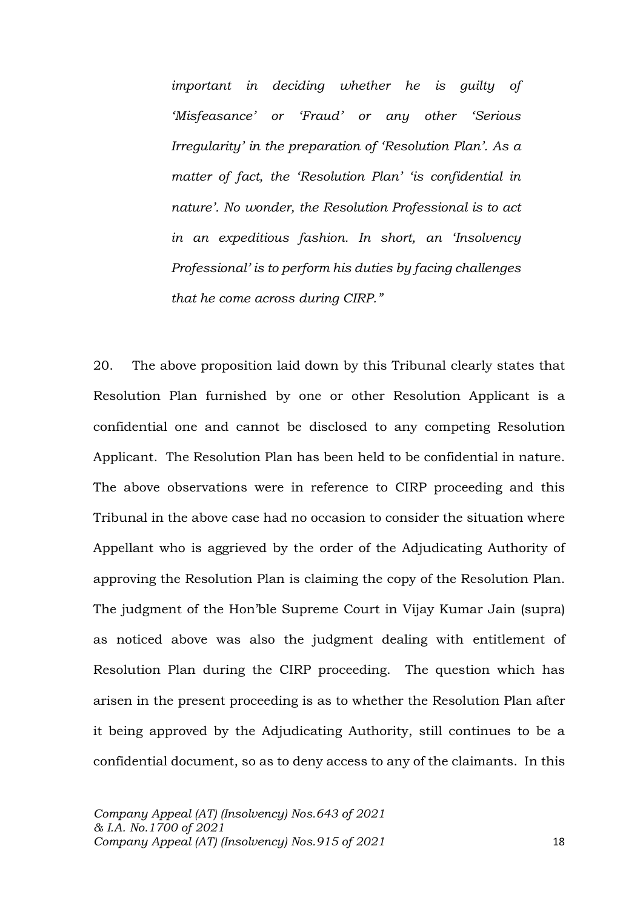> *important in deciding whether he is guilty of 'Misfeasance' or 'Fraud' or any other 'Serious Irregularity' in the preparation of 'Resolution Plan'. As a matter of fact, the 'Resolution Plan' 'is confidential in nature'. No wonder, the Resolution Professional is to act in an expeditious fashion. In short, an 'Insolvency Professional' is to perform his duties by facing challenges that he come across during CIRP."*

20. The above proposition laid down by this Tribunal clearly states that Resolution Plan furnished by one or other Resolution Applicant is a confidential one and cannot be disclosed to any competing Resolution Applicant. The Resolution Plan has been held to be confidential in nature. The above observations were in reference to CIRP proceeding and this Tribunal in the above case had no occasion to consider the situation where Appellant who is aggrieved by the order of the Adjudicating Authority of approving the Resolution Plan is claiming the copy of the Resolution Plan. The judgment of the Hon'ble Supreme Court in Vijay Kumar Jain (supra) as noticed above was also the judgment dealing with entitlement of Resolution Plan during the CIRP proceeding. The question which has arisen in the present proceeding is as to whether the Resolution Plan after it being approved by the Adjudicating Authority, still continues to be a confidential document, so as to deny access to any of the claimants. In this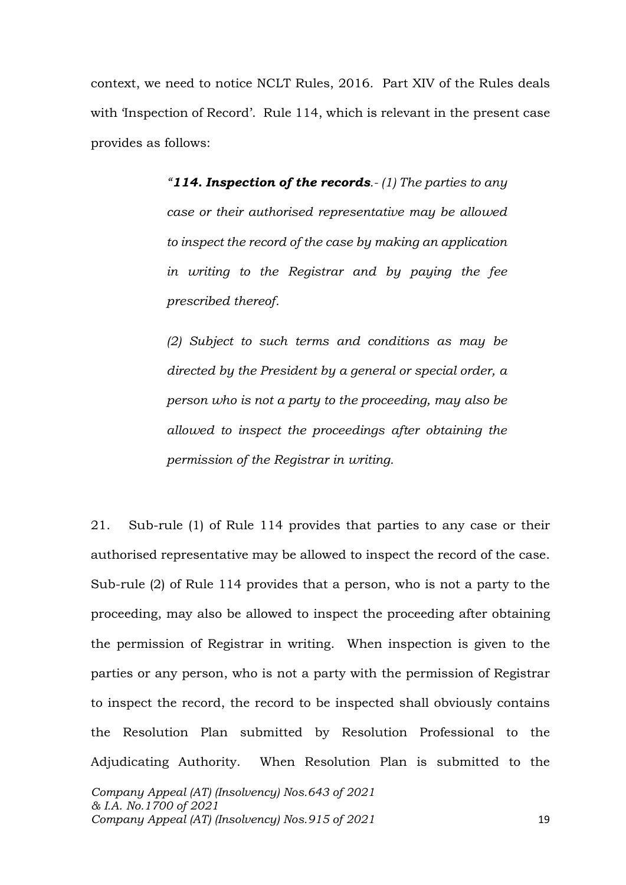context, we need to notice NCLT Rules, 2016. Part XIV of the Rules deals with 'Inspection of Record'. Rule 114, which is relevant in the present case provides as follows:

> *"**114. Inspection of the records**.- (1) The parties to any case or their authorised representative may be allowed to inspect the record of the case by making an application in writing to the Registrar and by paying the fee prescribed thereof.*
>
> *(2) Subject to such terms and conditions as may be directed by the President by a general or special order, a person who is not a party to the proceeding, may also be allowed to inspect the proceedings after obtaining the permission of the Registrar in writing.*

21. Sub-rule (1) of Rule 114 provides that parties to any case or their authorised representative may be allowed to inspect the record of the case. Sub-rule (2) of Rule 114 provides that a person, who is not a party to the proceeding, may also be allowed to inspect the proceeding after obtaining the permission of Registrar in writing. When inspection is given to the parties or any person, who is not a party with the permission of Registrar to inspect the record, the record to be inspected shall obviously contains the Resolution Plan submitted by Resolution Professional to the Adjudicating Authority. When Resolution Plan is submitted to the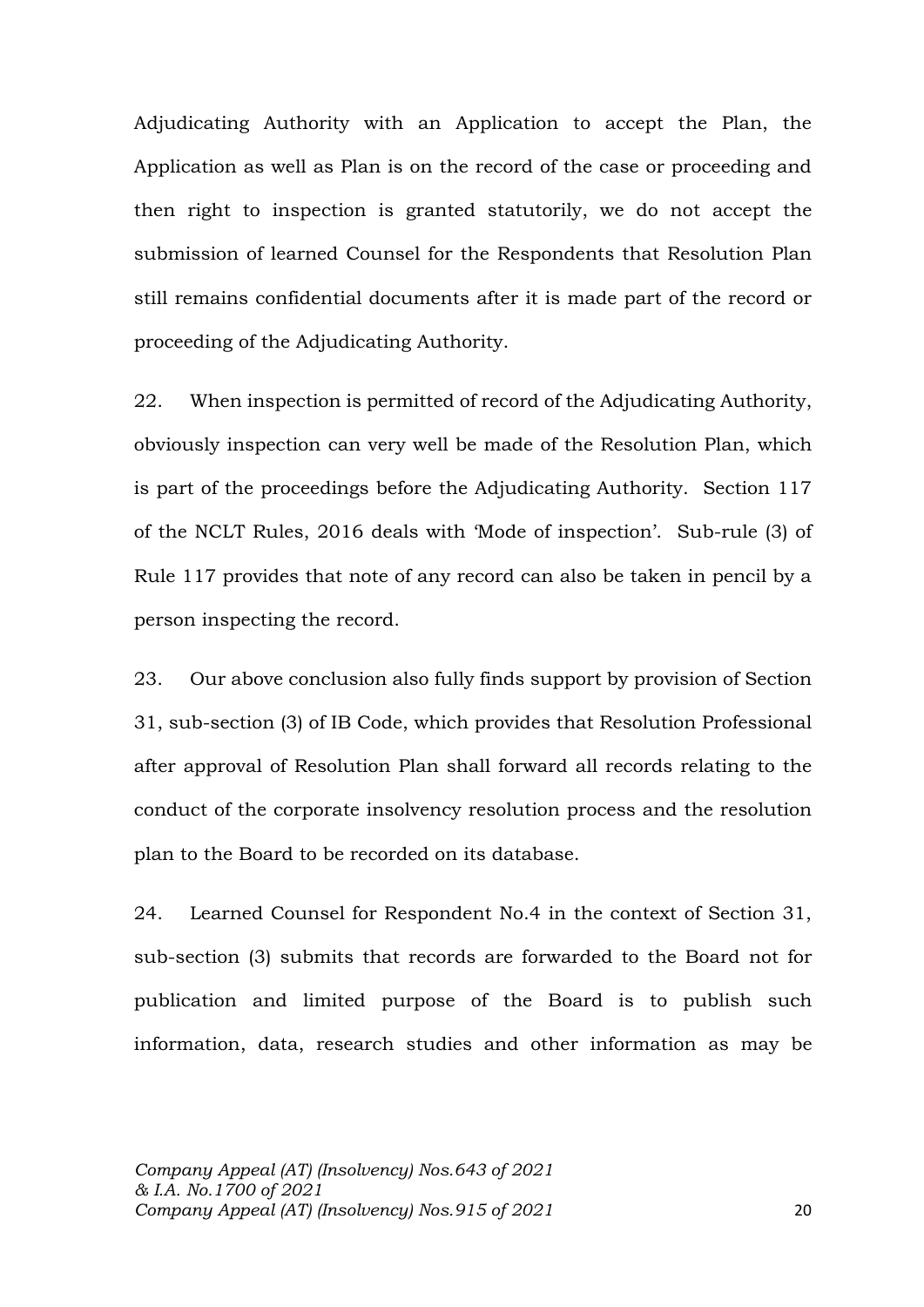Adjudicating Authority with an Application to accept the Plan, the Application as well as Plan is on the record of the case or proceeding and then right to inspection is granted statutorily, we do not accept the submission of learned Counsel for the Respondents that Resolution Plan still remains confidential documents after it is made part of the record or proceeding of the Adjudicating Authority.

22. When inspection is permitted of record of the Adjudicating Authority, obviously inspection can very well be made of the Resolution Plan, which is part of the proceedings before the Adjudicating Authority. Section 117 of the NCLT Rules, 2016 deals with 'Mode of inspection'. Sub-rule (3) of Rule 117 provides that note of any record can also be taken in pencil by a person inspecting the record.

23. Our above conclusion also fully finds support by provision of Section 31, sub-section (3) of IB Code, which provides that Resolution Professional after approval of Resolution Plan shall forward all records relating to the conduct of the corporate insolvency resolution process and the resolution plan to the Board to be recorded on its database.

24. Learned Counsel for Respondent No.4 in the context of Section 31, sub-section (3) submits that records are forwarded to the Board not for publication and limited purpose of the Board is to publish such information, data, research studies and other information as may be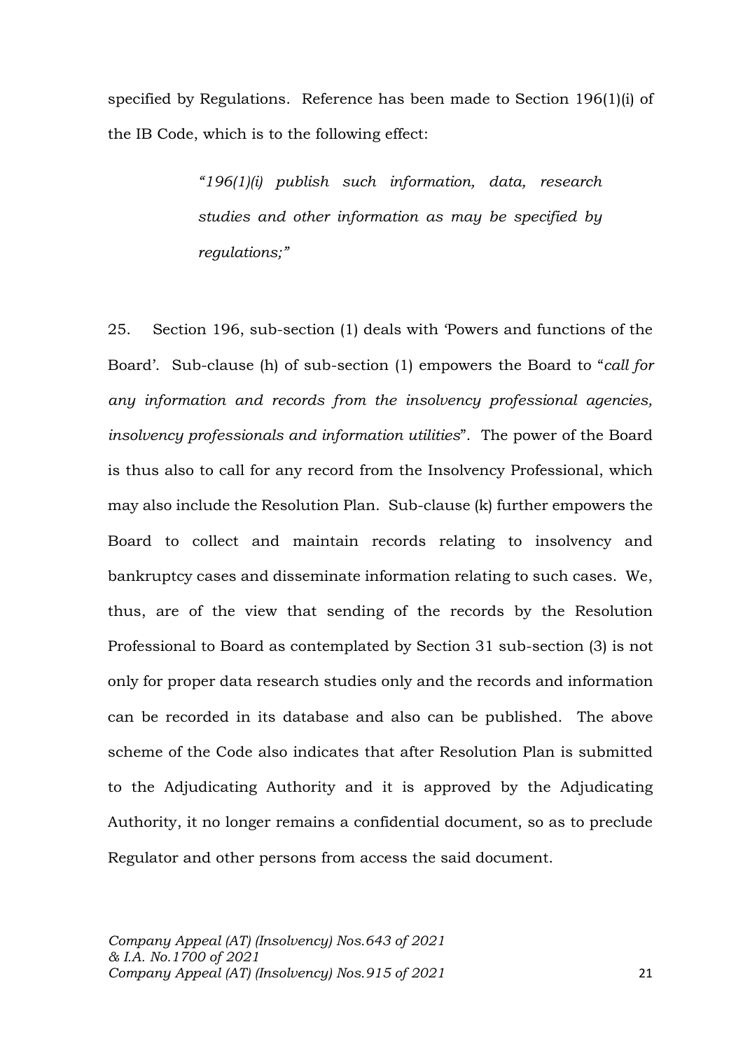specified by Regulations. Reference has been made to Section 196(1)(i) of the IB Code, which is to the following effect:

> *"196(1)(i) publish such information, data, research studies and other information as may be specified by regulations;"*

25. Section 196, sub-section (1) deals with 'Powers and functions of the Board'. Sub-clause (h) of sub-section (1) empowers the Board to "*call for any information and records from the insolvency professional agencies, insolvency professionals and information utilities*". The power of the Board is thus also to call for any record from the Insolvency Professional, which may also include the Resolution Plan. Sub-clause (k) further empowers the Board to collect and maintain records relating to insolvency and bankruptcy cases and disseminate information relating to such cases. We, thus, are of the view that sending of the records by the Resolution Professional to Board as contemplated by Section 31 sub-section (3) is not only for proper data research studies only and the records and information can be recorded in its database and also can be published. The above scheme of the Code also indicates that after Resolution Plan is submitted to the Adjudicating Authority and it is approved by the Adjudicating Authority, it no longer remains a confidential document, so as to preclude Regulator and other persons from access the said document.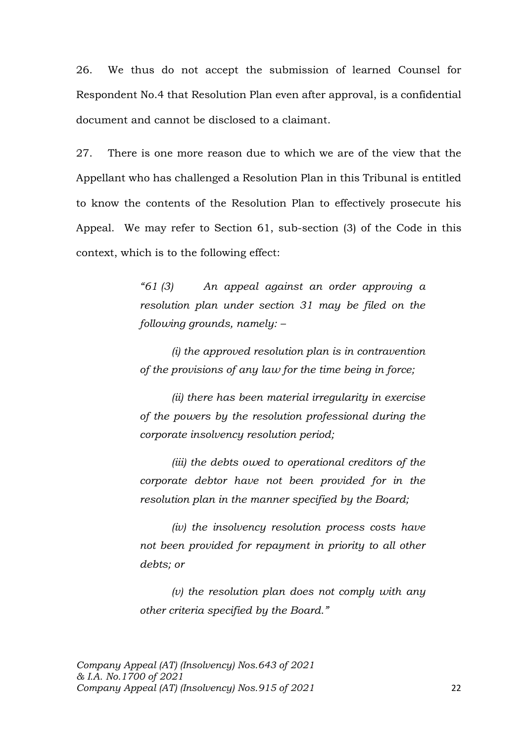26. We thus do not accept the submission of learned Counsel for Respondent No.4 that Resolution Plan even after approval, is a confidential document and cannot be disclosed to a claimant.

27. There is one more reason due to which we are of the view that the Appellant who has challenged a Resolution Plan in this Tribunal is entitled to know the contents of the Resolution Plan to effectively prosecute his Appeal. We may refer to Section 61, sub-section (3) of the Code in this context, which is to the following effect:

> *"61 (3) An appeal against an order approving a resolution plan under section 31 may be filed on the following grounds, namely: –*
>
> *(i) the approved resolution plan is in contravention of the provisions of any law for the time being in force;*
>
> *(ii) there has been material irregularity in exercise of the powers by the resolution professional during the corporate insolvency resolution period;*
>
> *(iii) the debts owed to operational creditors of the corporate debtor have not been provided for in the resolution plan in the manner specified by the Board;*
>
> *(iv) the insolvency resolution process costs have not been provided for repayment in priority to all other debts; or*
>
> *(v) the resolution plan does not comply with any other criteria specified by the Board."*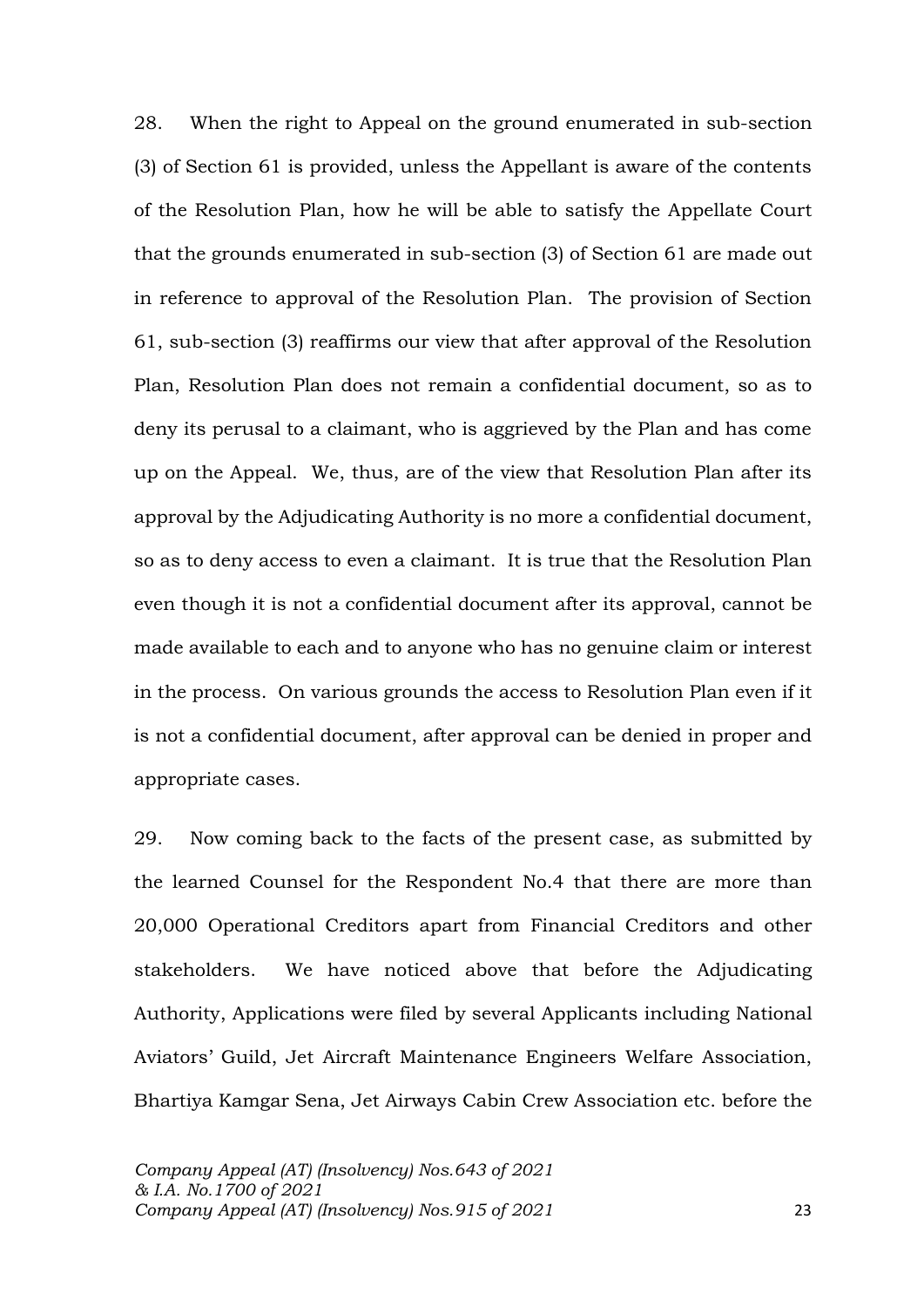28. When the right to Appeal on the ground enumerated in sub-section (3) of Section 61 is provided, unless the Appellant is aware of the contents of the Resolution Plan, how he will be able to satisfy the Appellate Court that the grounds enumerated in sub-section (3) of Section 61 are made out in reference to approval of the Resolution Plan. The provision of Section 61, sub-section (3) reaffirms our view that after approval of the Resolution Plan, Resolution Plan does not remain a confidential document, so as to deny its perusal to a claimant, who is aggrieved by the Plan and has come up on the Appeal. We, thus, are of the view that Resolution Plan after its approval by the Adjudicating Authority is no more a confidential document, so as to deny access to even a claimant. It is true that the Resolution Plan even though it is not a confidential document after its approval, cannot be made available to each and to anyone who has no genuine claim or interest in the process. On various grounds the access to Resolution Plan even if it is not a confidential document, after approval can be denied in proper and appropriate cases.

29. Now coming back to the facts of the present case, as submitted by the learned Counsel for the Respondent No.4 that there are more than 20,000 Operational Creditors apart from Financial Creditors and other stakeholders. We have noticed above that before the Adjudicating Authority, Applications were filed by several Applicants including National Aviators' Guild, Jet Aircraft Maintenance Engineers Welfare Association, Bhartiya Kamgar Sena, Jet Airways Cabin Crew Association etc. before the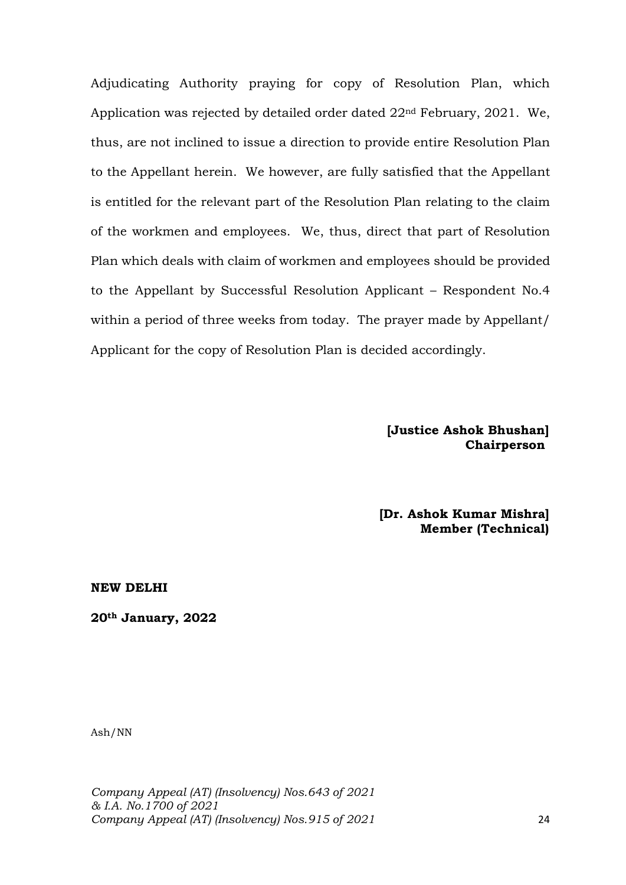Adjudicating Authority praying for copy of Resolution Plan, which Application was rejected by detailed order dated 22nd February, 2021. We, thus, are not inclined to issue a direction to provide entire Resolution Plan to the Appellant herein. We however, are fully satisfied that the Appellant is entitled for the relevant part of the Resolution Plan relating to the claim of the workmen and employees. We, thus, direct that part of Resolution Plan which deals with claim of workmen and employees should be provided to the Appellant by Successful Resolution Applicant – Respondent No.4 within a period of three weeks from today. The prayer made by Appellant/ Applicant for the copy of Resolution Plan is decided accordingly.

**[Justice Ashok Bhushan]**
**Chairperson**

**[Dr. Ashok Kumar Mishra]**
**Member (Technical)**

**NEW DELHI**

**20th January, 2022**

Ash/NN